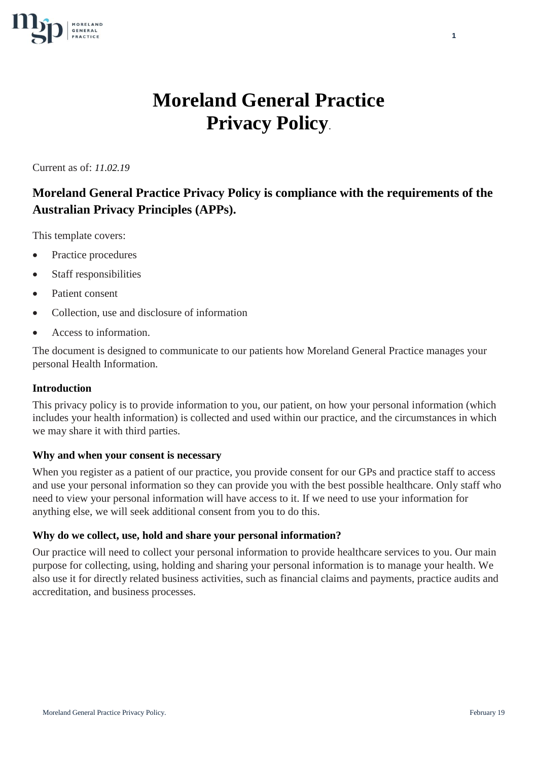# Moreland General Practice Privacy Policy.

Current as of: *11.02.19*

## Moreland General Practice Privacy Policy is compliance with the requirements of the Australian Privacy Principles (APPs).

This template covers:

- Practice procedures
- Staff responsibilities
- Patient consent
- Collection, use and disclosure of information
- Access to information.

The document is designed to communicate to our patients how Moreland General Practice manages your personal Health Information.

### Introduction

This privacy policy is to provide information to you, our patient, on how your personal information (which includes your health information) is collected and used within our practice, and the circumstances in which we may share it with third parties.

### Why and when your consent is necessary

When you register as a patient of our practice, you provide consent for our GPs and practice staff to access and use your personal information so they can provide you with the best possible healthcare. Only staff who need to view your personal information will have access to it. If we need to use your information for anything else, we will seek additional consent from you to do this.

### Why do we collect, use, hold and share your personal information?

Our practice will need to collect your personal information to provide healthcare services to you. Our main purpose for collecting, using, holding and sharing your personal information is to manage your health. We also use it for directly related business activities, such as financial claims and payments, practice audits and accreditation, and business processes.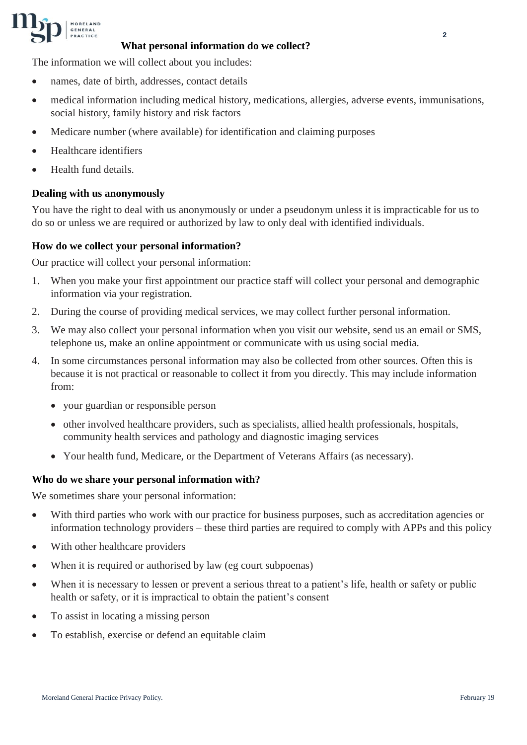### What personal information do we collect?

The information we will collect about you includes:

- names, date of birth, addresses, contact details
- medical information including medical history, medications, allergies, adverse events, immunisations, social history, family history and risk factors
- Medicare number (where available) for identification and claiming purposes
- Healthcare identifiers
- Health fund details.

### Dealing with us anonymously

You have the right to deal with us anonymously or under a pseudonym unless it is impracticable for us to do so or unless we are required or authorized by law to only deal with identified individuals.

### How do we collect your personal information?

Our practice will collect your personal information:

1. When you make your first appointment our practice staff will collect your personal and demographic information via your registration.
2. During the course of providing medical services, we may collect further personal information.
3. We may also collect your personal information when you visit our website, send us an email or SMS, telephone us, make an online appointment or communicate with us using social media.
4. In some circumstances personal information may also be collected from other sources. Often this is because it is not practical or reasonable to collect it from you directly. This may include information from:
   - your guardian or responsible person
   - other involved healthcare providers, such as specialists, allied health professionals, hospitals, community health services and pathology and diagnostic imaging services
   - Your health fund, Medicare, or the Department of Veterans Affairs (as necessary).

### Who do we share your personal information with?

We sometimes share your personal information:

- With third parties who work with our practice for business purposes, such as accreditation agencies or information technology providers – these third parties are required to comply with APPs and this policy
- With other healthcare providers
- When it is required or authorised by law (eg court subpoenas)
- When it is necessary to lessen or prevent a serious threat to a patient's life, health or safety or public health or safety, or it is impractical to obtain the patient's consent
- To assist in locating a missing person
- To establish, exercise or defend an equitable claim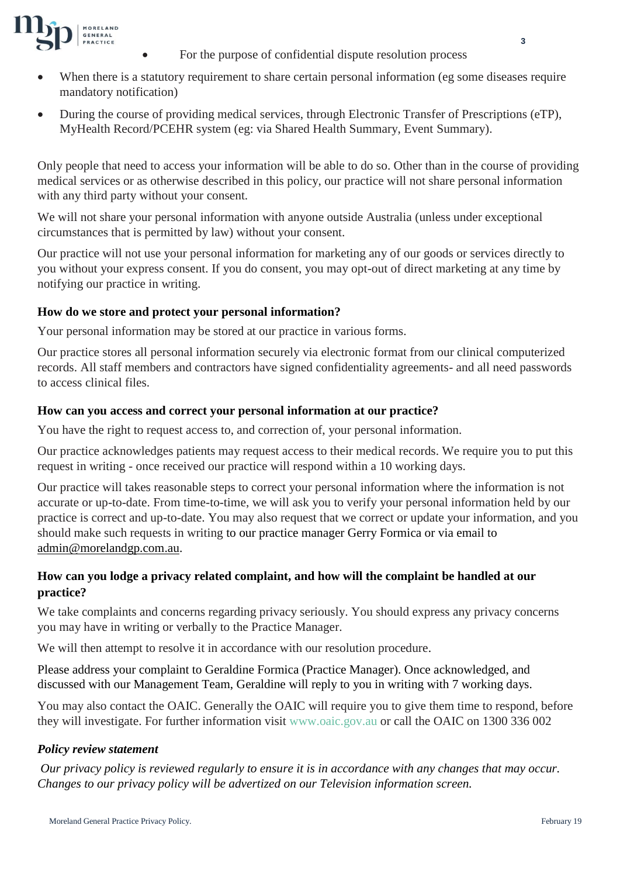- For the purpose of confidential dispute resolution process
- When there is a statutory requirement to share certain personal information (eg some diseases require mandatory notification)
- During the course of providing medical services, through Electronic Transfer of Prescriptions (eTP), MyHealth Record/PCEHR system (eg: via Shared Health Summary, Event Summary).

Only people that need to access your information will be able to do so. Other than in the course of providing medical services or as otherwise described in this policy, our practice will not share personal information with any third party without your consent.

We will not share your personal information with anyone outside Australia (unless under exceptional circumstances that is permitted by law) without your consent.

Our practice will not use your personal information for marketing any of our goods or services directly to you without your express consent. If you do consent, you may opt-out of direct marketing at any time by notifying our practice in writing.

### How do we store and protect your personal information?

Your personal information may be stored at our practice in various forms.

Our practice stores all personal information securely via electronic format from our clinical computerized records. All staff members and contractors have signed confidentiality agreements- and all need passwords to access clinical files.

### How can you access and correct your personal information at our practice?

You have the right to request access to, and correction of, your personal information.

Our practice acknowledges patients may request access to their medical records. We require you to put this request in writing - once received our practice will respond within a 10 working days.

Our practice will takes reasonable steps to correct your personal information where the information is not accurate or up-to-date. From time-to-time, we will ask you to verify your personal information held by our practice is correct and up-to-date. You may also request that we correct or update your information, and you should make such requests in writing to our practice manager Gerry Formica or via email to admin@morelandgp.com.au.

### How can you lodge a privacy related complaint, and how will the complaint be handled at our practice?

We take complaints and concerns regarding privacy seriously. You should express any privacy concerns you may have in writing or verbally to the Practice Manager.

We will then attempt to resolve it in accordance with our resolution procedure.

Please address your complaint to Geraldine Formica (Practice Manager). Once acknowledged, and discussed with our Management Team, Geraldine will reply to you in writing with 7 working days.

You may also contact the OAIC. Generally the OAIC will require you to give them time to respond, before they will investigate. For further information visit www.oaic.gov.au or call the OAIC on 1300 336 002

### *Policy review statement*

*Our privacy policy is reviewed regularly to ensure it is in accordance with any changes that may occur. Changes to our privacy policy will be advertized on our Television information screen.*